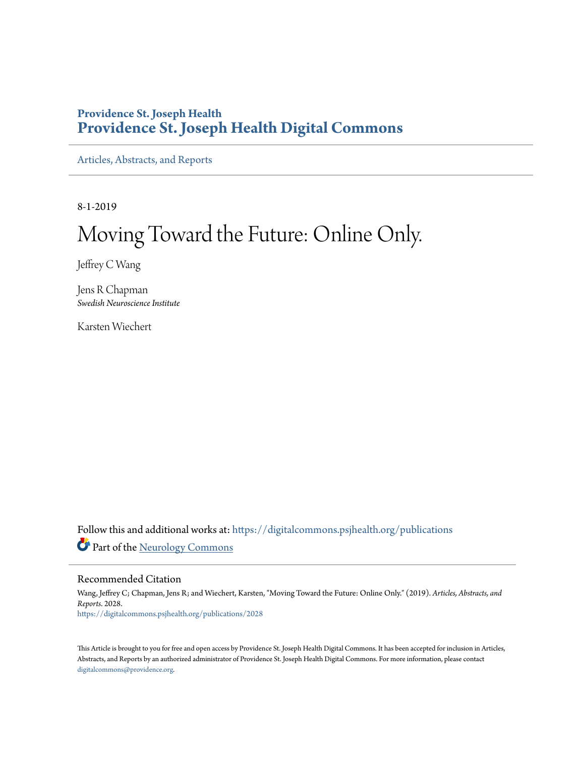**Providence St. Joseph Health**

**Providence St. Joseph Health Digital Commons**

Articles, Abstracts, and Reports

---

8-1-2019

# Moving Toward the Future: Online Only.

Jeffrey C Wang

Jens R Chapman
*Swedish Neuroscience Institute*

Karsten Wiechert

Follow this and additional works at: https://digitalcommons.psjhealth.org/publications

Part of the Neurology Commons

## Recommended Citation

Wang, Jeffrey C; Chapman, Jens R; and Wiechert, Karsten, "Moving Toward the Future: Online Only." (2019). *Articles, Abstracts, and Reports*. 2028.
https://digitalcommons.psjhealth.org/publications/2028

This Article is brought to you for free and open access by Providence St. Joseph Health Digital Commons. It has been accepted for inclusion in Articles, Abstracts, and Reports by an authorized administrator of Providence St. Joseph Health Digital Commons. For more information, please contact digitalcommons@providence.org.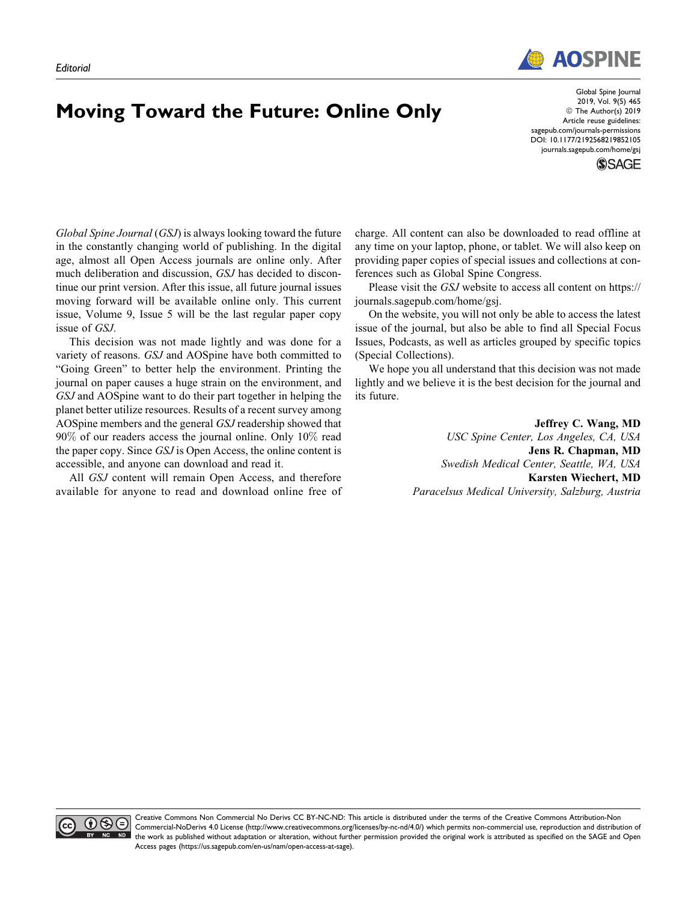Editorial

# Moving Toward the Future: Online Only

*Global Spine Journal* (*GSJ*) is always looking toward the future in the constantly changing world of publishing. In the digital age, almost all Open Access journals are online only. After much deliberation and discussion, *GSJ* has decided to discontinue our print version. After this issue, all future journal issues moving forward will be available online only. This current issue, Volume 9, Issue 5 will be the last regular paper copy issue of *GSJ*.

This decision was not made lightly and was done for a variety of reasons. *GSJ* and AOSpine have both committed to "Going Green" to better help the environment. Printing the journal on paper causes a huge strain on the environment, and *GSJ* and AOSpine want to do their part together in helping the planet better utilize resources. Results of a recent survey among AOSpine members and the general *GSJ* readership showed that 90% of our readers access the journal online. Only 10% read the paper copy. Since *GSJ* is Open Access, the online content is accessible, and anyone can download and read it.

All *GSJ* content will remain Open Access, and therefore available for anyone to read and download online free of charge. All content can also be downloaded to read offline at any time on your laptop, phone, or tablet. We will also keep on providing paper copies of special issues and collections at conferences such as Global Spine Congress.

Please visit the *GSJ* website to access all content on https://journals.sagepub.com/home/gsj.

On the website, you will not only be able to access the latest issue of the journal, but also be able to find all Special Focus Issues, Podcasts, as well as articles grouped by specific topics (Special Collections).

We hope you all understand that this decision was not made lightly and we believe it is the best decision for the journal and its future.

**Jeffrey C. Wang, MD**
*USC Spine Center, Los Angeles, CA, USA*

**Jens R. Chapman, MD**
*Swedish Medical Center, Seattle, WA, USA*

**Karsten Wiechert, MD**
*Paracelsus Medical University, Salzburg, Austria*

Creative Commons Non Commercial No Derivs CC BY-NC-ND: This article is distributed under the terms of the Creative Commons Attribution-Non Commercial-NoDerivs 4.0 License (http://www.creativecommons.org/licenses/by-nc-nd/4.0/) which permits non-commercial use, reproduction and distribution of the work as published without adaptation or alteration, without further permission provided the original work is attributed as specified on the SAGE and Open Access pages (https://us.sagepub.com/en-us/nam/open-access-at-sage).